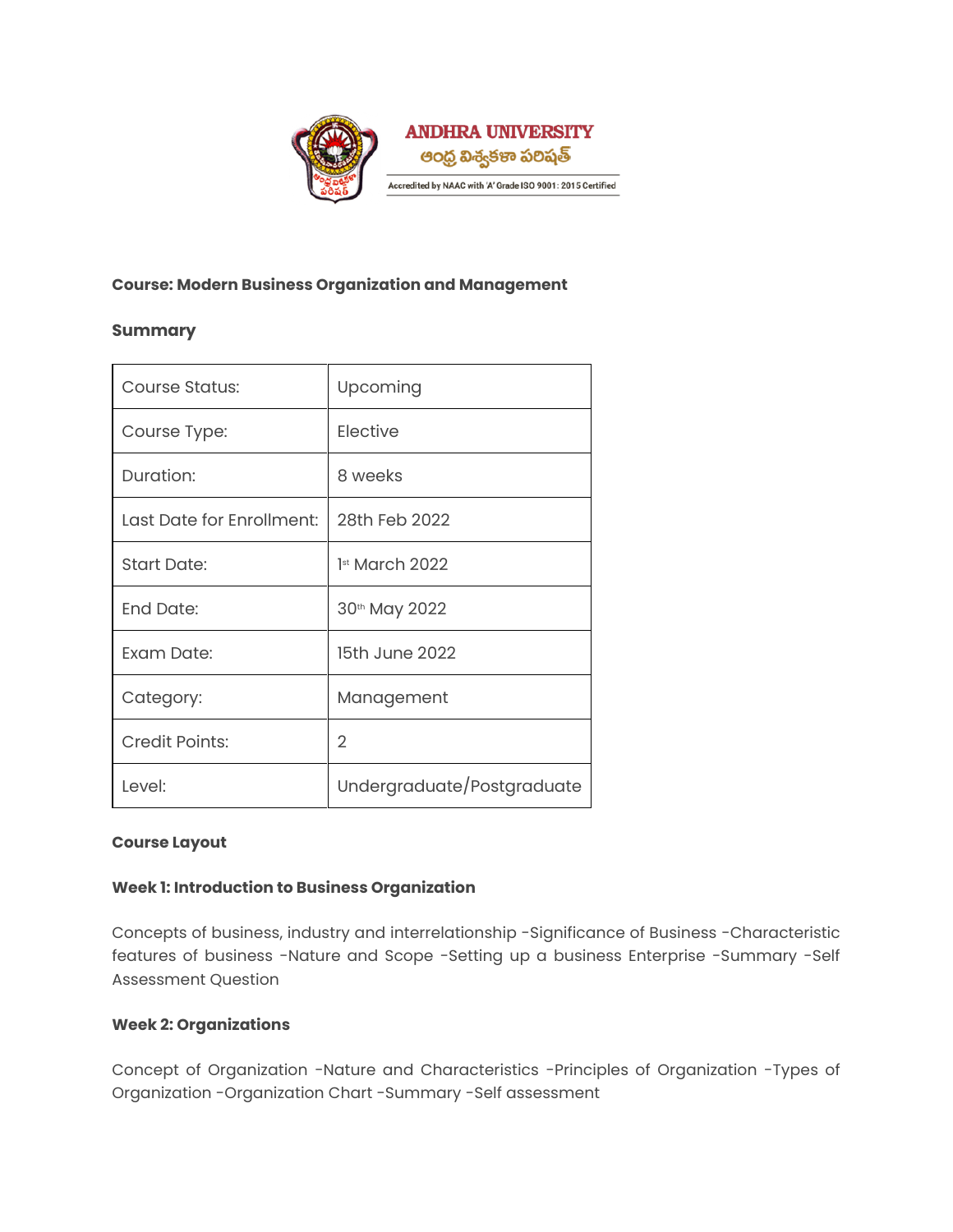**ANDHRA UNIVERSITY**

ఆంధ్ర విశ్వకళా పరిషత్

Accredited by NAAC with 'A' Grade ISO 9001: 2015 Certified

**Course: Modern Business Organization and Management**

**Summary**

| Course Status: | Upcoming |
| --- | --- |
| Course Type: | Elective |
| Duration: | 8 weeks |
| Last Date for Enrollment: | 28th Feb 2022 |
| Start Date: | 1st March 2022 |
| End Date: | 30th May 2022 |
| Exam Date: | 15th June 2022 |
| Category: | Management |
| Credit Points: | 2 |
| Level: | Undergraduate/Postgraduate |

**Course Layout**

**Week 1: Introduction to Business Organization**

Concepts of business, industry and interrelationship -Significance of Business -Characteristic features of business -Nature and Scope -Setting up a business Enterprise -Summary -Self Assessment Question

**Week 2: Organizations**

Concept of Organization -Nature and Characteristics -Principles of Organization -Types of Organization -Organization Chart -Summary -Self assessment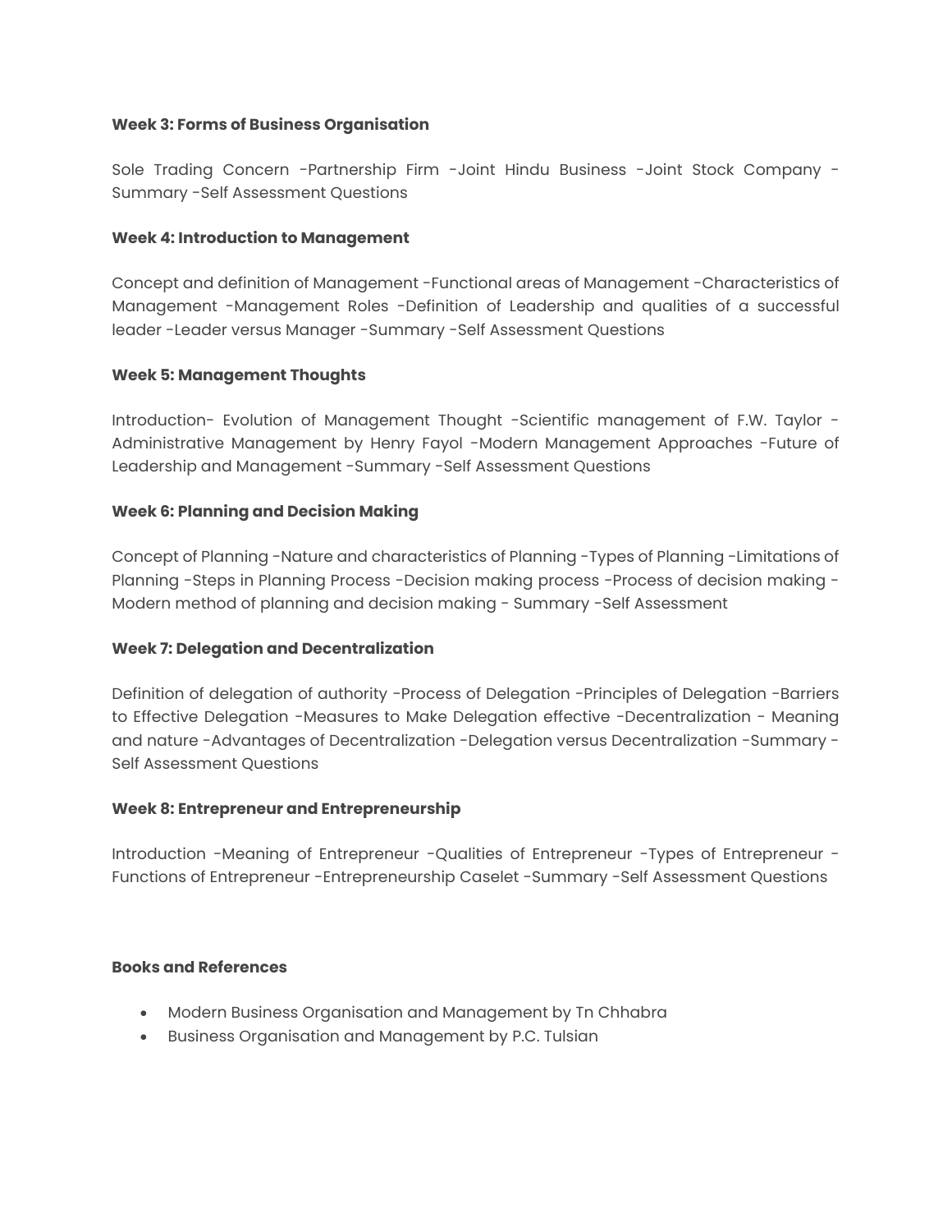**Week 3: Forms of Business Organisation**

Sole Trading Concern -Partnership Firm -Joint Hindu Business -Joint Stock Company -Summary -Self Assessment Questions

**Week 4: Introduction to Management**

Concept and definition of Management -Functional areas of Management -Characteristics of Management -Management Roles -Definition of Leadership and qualities of a successful leader -Leader versus Manager -Summary -Self Assessment Questions

**Week 5: Management Thoughts**

Introduction- Evolution of Management Thought -Scientific management of F.W. Taylor -Administrative Management by Henry Fayol -Modern Management Approaches -Future of Leadership and Management -Summary -Self Assessment Questions

**Week 6: Planning and Decision Making**

Concept of Planning -Nature and characteristics of Planning -Types of Planning -Limitations of Planning -Steps in Planning Process -Decision making process -Process of decision making -Modern method of planning and decision making - Summary -Self Assessment

**Week 7: Delegation and Decentralization**

Definition of delegation of authority -Process of Delegation -Principles of Delegation -Barriers to Effective Delegation -Measures to Make Delegation effective -Decentralization - Meaning and nature -Advantages of Decentralization -Delegation versus Decentralization -Summary -Self Assessment Questions

**Week 8: Entrepreneur and Entrepreneurship**

Introduction -Meaning of Entrepreneur -Qualities of Entrepreneur -Types of Entrepreneur -Functions of Entrepreneur -Entrepreneurship Caselet -Summary -Self Assessment Questions

**Books and References**

- Modern Business Organisation and Management by Tn Chhabra
- Business Organisation and Management by P.C. Tulsian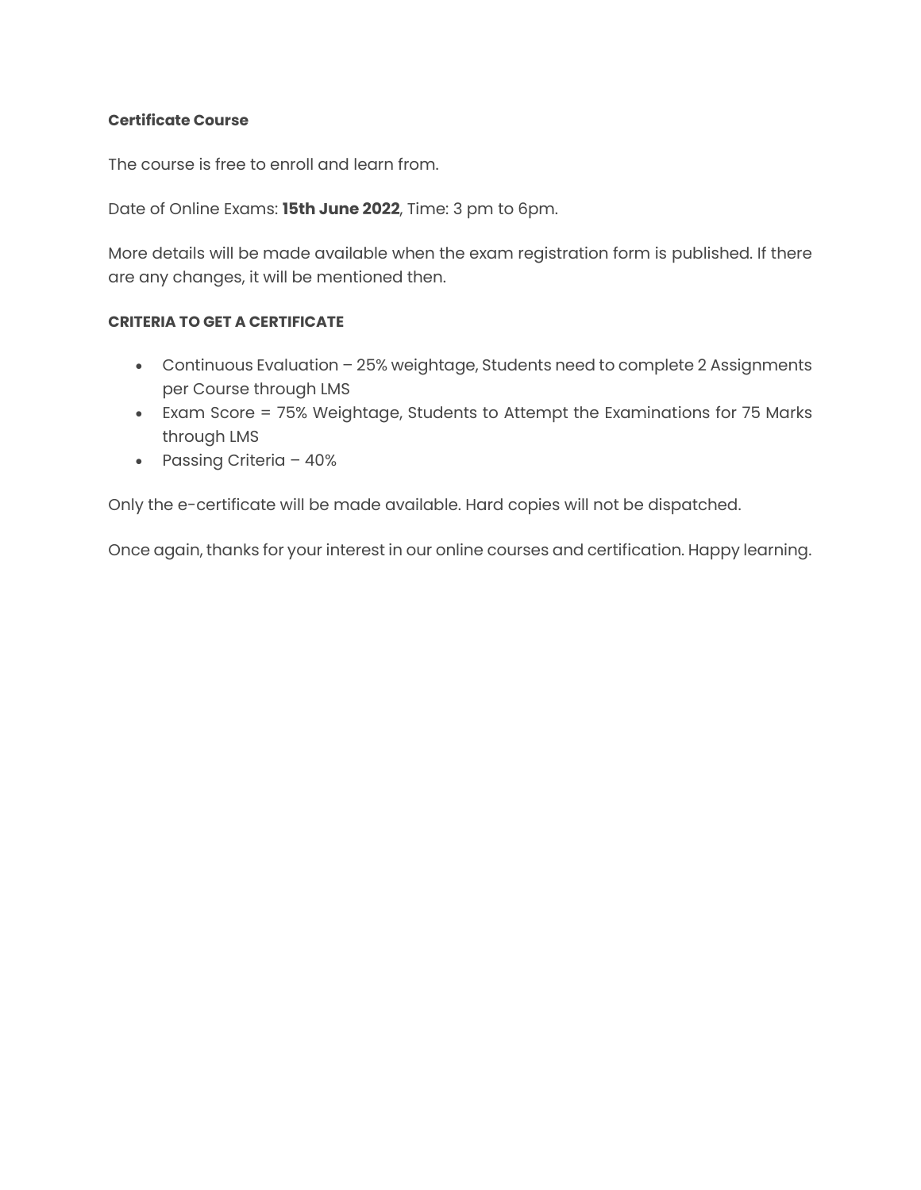**Certificate Course**

The course is free to enroll and learn from.

Date of Online Exams: **15th June 2022**, Time: 3 pm to 6pm.

More details will be made available when the exam registration form is published. If there are any changes, it will be mentioned then.

**CRITERIA TO GET A CERTIFICATE**

- Continuous Evaluation – 25% weightage, Students need to complete 2 Assignments per Course through LMS
- Exam Score = 75% Weightage, Students to Attempt the Examinations for 75 Marks through LMS
- Passing Criteria – 40%

Only the e-certificate will be made available. Hard copies will not be dispatched.

Once again, thanks for your interest in our online courses and certification. Happy learning.